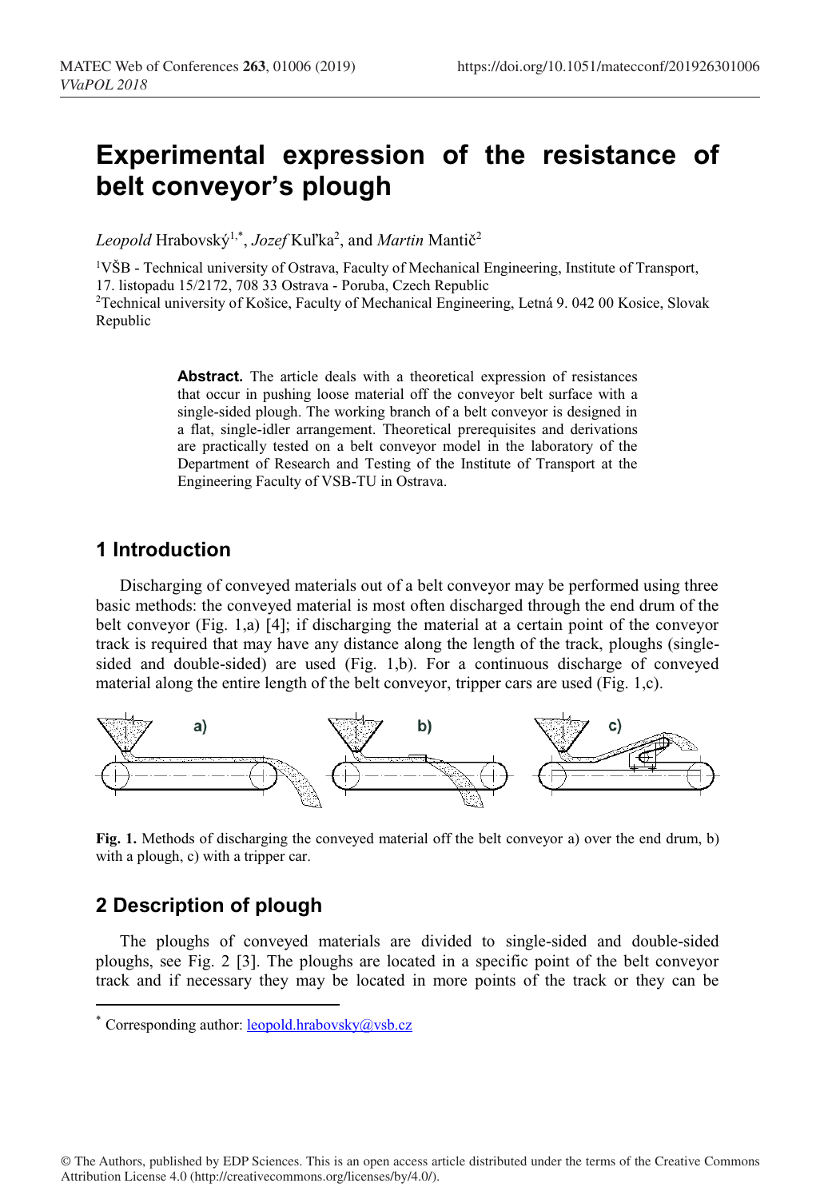# Experimental expression of the resistance of belt conveyor's plough

*Leopold* Hrabovský[1,*], *Jozef* Kuľka[2], and *Martin* Mantič[2]

[1]VŠB - Technical university of Ostrava, Faculty of Mechanical Engineering, Institute of Transport, 17. listopadu 15/2172, 708 33 Ostrava - Poruba, Czech Republic

[2]Technical university of Košice, Faculty of Mechanical Engineering, Letná 9. 042 00 Kosice, Slovak Republic

**Abstract.** The article deals with a theoretical expression of resistances that occur in pushing loose material off the conveyor belt surface with a single-sided plough. The working branch of a belt conveyor is designed in a flat, single-idler arrangement. Theoretical prerequisites and derivations are practically tested on a belt conveyor model in the laboratory of the Department of Research and Testing of the Institute of Transport at the Engineering Faculty of VSB-TU in Ostrava.

## 1 Introduction

Discharging of conveyed materials out of a belt conveyor may be performed using three basic methods: the conveyed material is most often discharged through the end drum of the belt conveyor (Fig. 1,a) [4]; if discharging the material at a certain point of the conveyor track is required that may have any distance along the length of the track, ploughs (single-sided and double-sided) are used (Fig. 1,b). For a continuous discharge of conveyed material along the entire length of the belt conveyor, tripper cars are used (Fig. 1,c).

**Fig. 1.** Methods of discharging the conveyed material off the belt conveyor a) over the end drum, b) with a plough, c) with a tripper car.

## 2 Description of plough

The ploughs of conveyed materials are divided to single-sided and double-sided ploughs, see Fig. 2 [3]. The ploughs are located in a specific point of the belt conveyor track and if necessary they may be located in more points of the track or they can be

* Corresponding author: leopold.hrabovsky@vsb.cz

© The Authors, published by EDP Sciences. This is an open access article distributed under the terms of the Creative Commons Attribution License 4.0 (http://creativecommons.org/licenses/by/4.0/).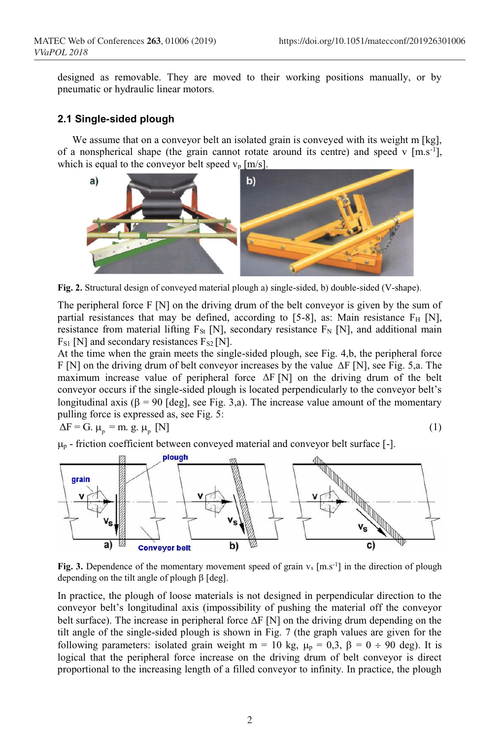designed as removable. They are moved to their working positions manually, or by pneumatic or hydraulic linear motors.

### 2.1 Single-sided plough

We assume that on a conveyor belt an isolated grain is conveyed with its weight m [kg], of a nonspherical shape (the grain cannot rotate around its centre) and speed v [$m.s^{-1}$], which is equal to the conveyor belt speed $v_p$ [m/s].

**Fig. 2.** Structural design of conveyed material plough a) single-sided, b) double-sided (V-shape).

The peripheral force F [N] on the driving drum of the belt conveyor is given by the sum of partial resistances that may be defined, according to [5-8], as: Main resistance $F_H$ [N], resistance from material lifting $F_{St}$ [N], secondary resistance $F_N$ [N], and additional main $F_{S1}$ [N] and secondary resistances $F_{S2}$ [N].

At the time when the grain meets the single-sided plough, see Fig. 4,b, the peripheral force F [N] on the driving drum of belt conveyor increases by the value $\Delta F$ [N], see Fig. 5,a. The maximum increase value of peripheral force $\Delta F$ [N] on the driving drum of the belt conveyor occurs if the single-sided plough is located perpendicularly to the conveyor belt's longitudinal axis (β = 90 [deg], see Fig. 3,a). The increase value amount of the momentary pulling force is expressed as, see Fig. 5:

$$\Delta F = G.\ \mu_p = m.\ g.\ \mu_p\ \text{[N]} \tag{1}$$

$\mu_p$ - friction coefficient between conveyed material and conveyor belt surface [-].

**Fig. 3.** Dependence of the momentary movement speed of grain $v_s$ [$m.s^{-1}$] in the direction of plough depending on the tilt angle of plough β [deg].

In practice, the plough of loose materials is not designed in perpendicular direction to the conveyor belt's longitudinal axis (impossibility of pushing the material off the conveyor belt surface). The increase in peripheral force $\Delta F$ [N] on the driving drum depending on the tilt angle of the single-sided plough is shown in Fig. 7 (the graph values are given for the following parameters: isolated grain weight m = 10 kg, $\mu_p$ = 0,3, β = 0 ÷ 90 deg). It is logical that the peripheral force increase on the driving drum of belt conveyor is direct proportional to the increasing length of a filled conveyor to infinity. In practice, the plough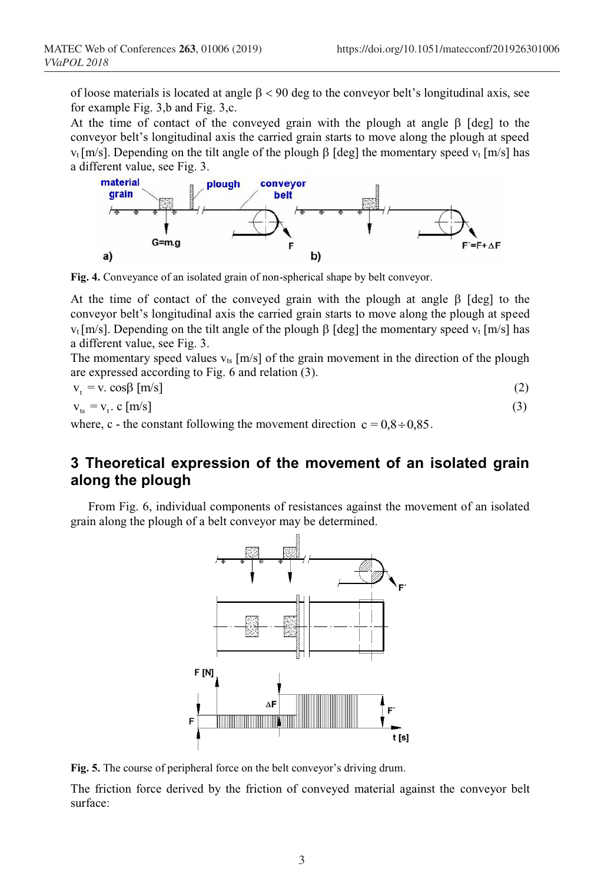of loose materials is located at angle $\beta < 90$ deg to the conveyor belt's longitudinal axis, see for example Fig. 3,b and Fig. 3,c.

At the time of contact of the conveyed grain with the plough at angle $\beta$ [deg] to the conveyor belt's longitudinal axis the carried grain starts to move along the plough at speed $v_t$ [m/s]. Depending on the tilt angle of the plough $\beta$ [deg] the momentary speed $v_t$ [m/s] has a different value, see Fig. 3.

**Fig. 4.** Conveyance of an isolated grain of non-spherical shape by belt conveyor.

At the time of contact of the conveyed grain with the plough at angle $\beta$ [deg] to the conveyor belt's longitudinal axis the carried grain starts to move along the plough at speed $v_t$ [m/s]. Depending on the tilt angle of the plough $\beta$ [deg] the momentary speed $v_t$ [m/s] has a different value, see Fig. 3.

The momentary speed values $v_{ts}$ [m/s] of the grain movement in the direction of the plough are expressed according to Fig. 6 and relation (3).

$$v_t = v.\cos\beta \text{ [m/s]} \tag{2}$$

$$v_{ts} = v_t.\, c \text{ [m/s]} \tag{3}$$

where, c - the constant following the movement direction $c = 0{,}8 \div 0{,}85$.

## 3 Theoretical expression of the movement of an isolated grain along the plough

From Fig. 6, individual components of resistances against the movement of an isolated grain along the plough of a belt conveyor may be determined.

**Fig. 5.** The course of peripheral force on the belt conveyor's driving drum.

The friction force derived by the friction of conveyed material against the conveyor belt surface: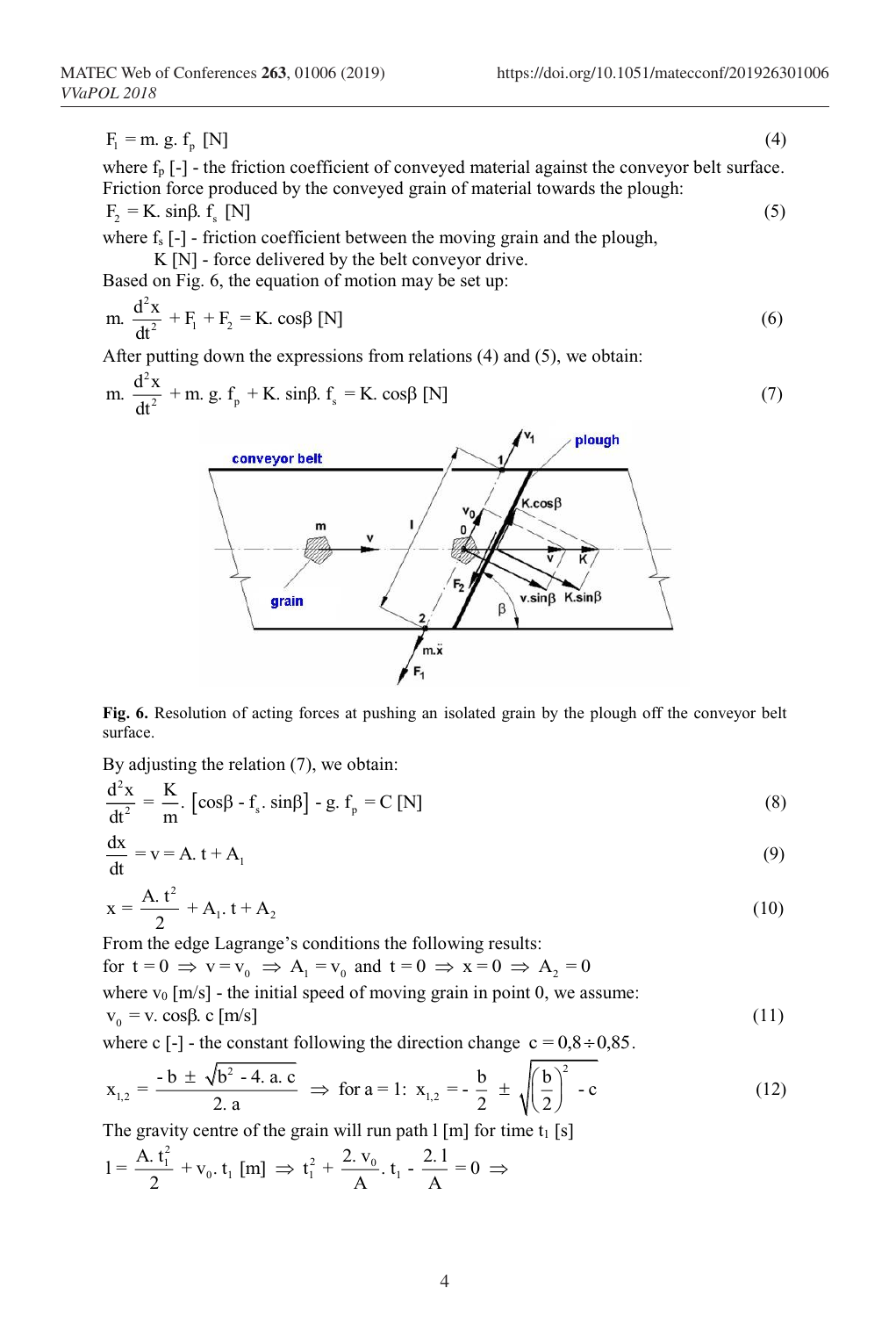$$F_1 = m.\ g.\ f_p\ [N] \tag{4}$$

where $f_p$ [-] - the friction coefficient of conveyed material against the conveyor belt surface.
Friction force produced by the conveyed grain of material towards the plough:

$$F_2 = K.\ \sin\beta.\ f_s\ [N] \tag{5}$$

where $f_s$ [-] - friction coefficient between the moving grain and the plough,
K [N] - force delivered by the belt conveyor drive.
Based on Fig. 6, the equation of motion may be set up:

$$m.\ \frac{d^2x}{dt^2} + F_1 + F_2 = K.\ \cos\beta\ [N] \tag{6}$$

After putting down the expressions from relations (4) and (5), we obtain:

$$m.\ \frac{d^2x}{dt^2} + m.\ g.\ f_p + K.\ \sin\beta.\ f_s = K.\ \cos\beta\ [N] \tag{7}$$

**Fig. 6.** Resolution of acting forces at pushing an isolated grain by the plough off the conveyor belt surface.

By adjusting the relation (7), we obtain:

$$\frac{d^2x}{dt^2} = \frac{K}{m}.\ \left[\cos\beta - f_s.\ \sin\beta\right] - g.\ f_p = C\ [N] \tag{8}$$

$$\frac{dx}{dt} = v = A.\ t + A_1 \tag{9}$$

$$x = \frac{A.\ t^2}{2} + A_1.\ t + A_2 \tag{10}$$

From the edge Lagrange's conditions the following results:
for $t = 0 \Rightarrow v = v_0 \Rightarrow A_1 = v_0$ and $t = 0 \Rightarrow x = 0 \Rightarrow A_2 = 0$
where $v_0$ [m/s] - the initial speed of moving grain in point 0, we assume:

$$v_0 = v.\ \cos\beta.\ c\ [m/s] \tag{11}$$

where c [-] - the constant following the direction change $c = 0{,}8 \div 0{,}85$.

$$x_{1,2} = \frac{-b \pm \sqrt{b^2 - 4.\ a.\ c}}{2.\ a} \Rightarrow \text{for } a = 1:\ x_{1,2} = -\frac{b}{2} \pm \sqrt{\left(\frac{b}{2}\right)^2 - c} \tag{12}$$

The gravity centre of the grain will run path l [m] for time $t_1$ [s]

$$l = \frac{A.\ t_1^2}{2} + v_0.\ t_1\ [m] \Rightarrow t_1^2 + \frac{2.\ v_0}{A}.\ t_1 - \frac{2.\ l}{A} = 0 \Rightarrow$$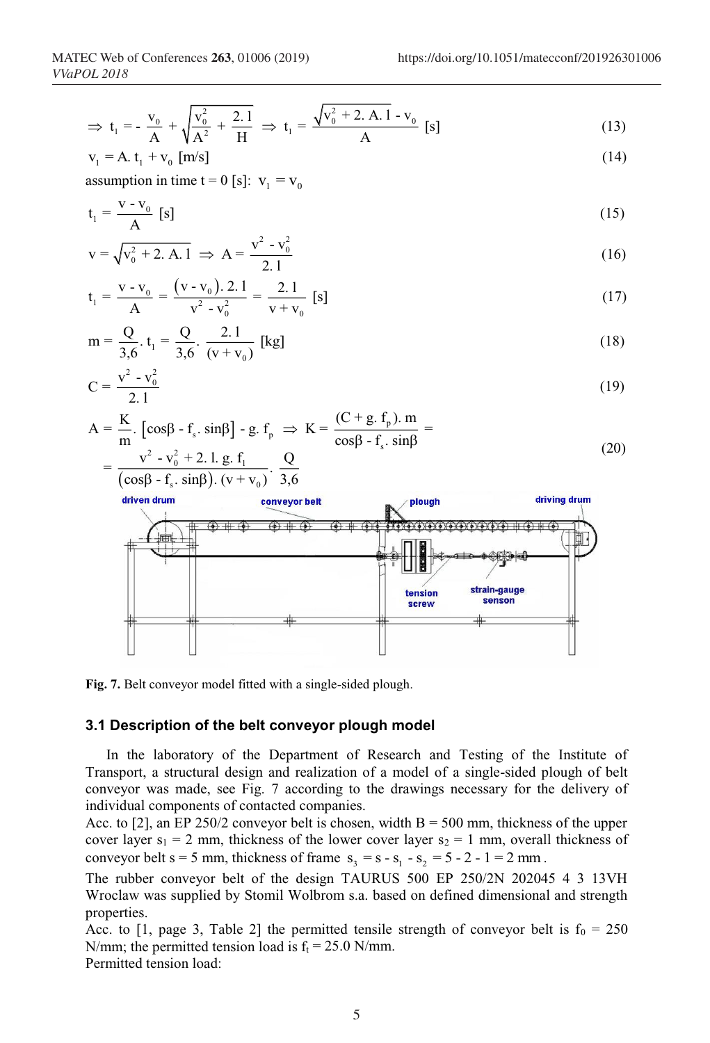$$\Rightarrow t_1 = -\frac{v_0}{A} + \sqrt{\frac{v_0^2}{A^2} + \frac{2.1}{H}} \Rightarrow t_1 = \frac{\sqrt{v_0^2 + 2.A.1} - v_0}{A} \text{ [s]} \tag{13}$$

$$v_1 = A.t_1 + v_0 \text{ [m/s]} \tag{14}$$

assumption in time t = 0 [s]: $v_1 = v_0$

$$t_1 = \frac{v - v_0}{A} \text{ [s]} \tag{15}$$

$$v = \sqrt{v_0^2 + 2.A.1} \Rightarrow A = \frac{v^2 - v_0^2}{2.1} \tag{16}$$

$$t_1 = \frac{v - v_0}{A} = \frac{(v - v_0).2.1}{v^2 - v_0^2} = \frac{2.1}{v + v_0} \text{ [s]} \tag{17}$$

$$m = \frac{Q}{3{,}6}.t_1 = \frac{Q}{3{,}6}.\frac{2.1}{(v + v_0)} \text{ [kg]} \tag{18}$$

$$C = \frac{v^2 - v_0^2}{2.1} \tag{19}$$

$$A = \frac{K}{m}.[\cos\beta - f_s.\sin\beta] - g.f_p \Rightarrow K = \frac{(C + g.f_p).m}{\cos\beta - f_s.\sin\beta} = \frac{v^2 - v_0^2 + 2.l.g.f_l}{(\cos\beta - f_s.\sin\beta).(v + v_0)}.\frac{Q}{3{,}6} \tag{20}$$

Fig. 7. Belt conveyor model fitted with a single-sided plough.

### 3.1 Description of the belt conveyor plough model

In the laboratory of the Department of Research and Testing of the Institute of Transport, a structural design and realization of a model of a single-sided plough of belt conveyor was made, see Fig. 7 according to the drawings necessary for the delivery of individual components of contacted companies.

Acc. to [2], an EP 250/2 conveyor belt is chosen, width B = 500 mm, thickness of the upper cover layer $s_1$ = 2 mm, thickness of the lower cover layer $s_2$ = 1 mm, overall thickness of conveyor belt s = 5 mm, thickness of frame $s_3 = s - s_1 - s_2 = 5 - 2 - 1 = 2$ mm.

The rubber conveyor belt of the design TAURUS 500 EP 250/2N 202045 4 3 13VH Wroclaw was supplied by Stomil Wolbrom s.a. based on defined dimensional and strength properties.

Acc. to [1, page 3, Table 2] the permitted tensile strength of conveyor belt is $f_0$ = 250 N/mm; the permitted tension load is $f_t$ = 25.0 N/mm.

Permitted tension load: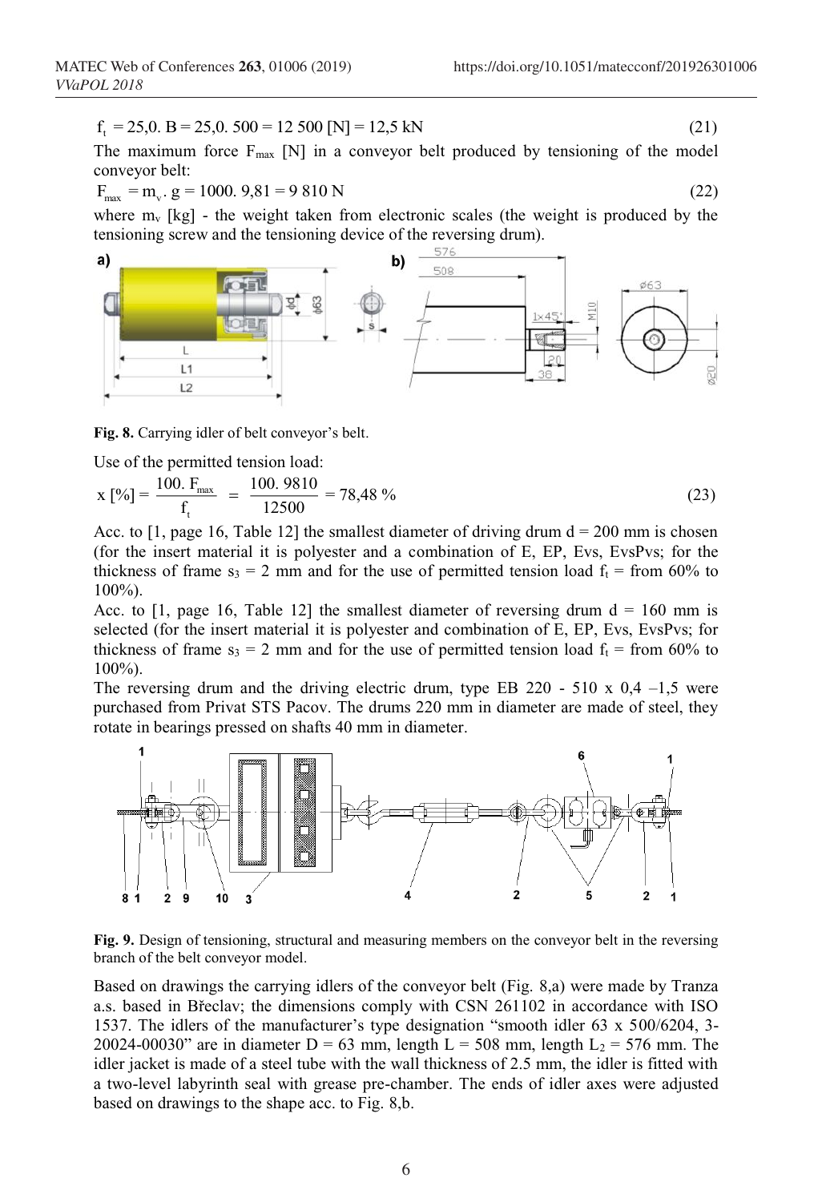$$f_t = 25{,}0.\ B = 25{,}0.\ 500 = 12\ 500\ [N] = 12{,}5\ kN \quad (21)$$

The maximum force $F_{max}$ [N] in a conveyor belt produced by tensioning of the model conveyor belt:

$$F_{max} = m_v .\ g = 1000.\ 9{,}81 = 9\ 810\ N \quad (22)$$

where $m_v$ [kg] - the weight taken from electronic scales (the weight is produced by the tensioning screw and the tensioning device of the reversing drum).

**Fig. 8.** Carrying idler of belt conveyor's belt.

Use of the permitted tension load:

$$x\ [\%] = \frac{100.\ F_{max}}{f_t} = \frac{100.\ 9810}{12500} = 78{,}48\ \% \quad (23)$$

Acc. to [1, page 16, Table 12] the smallest diameter of driving drum d = 200 mm is chosen (for the insert material it is polyester and a combination of E, EP, Evs, EvsPvs; for the thickness of frame $s_3$ = 2 mm and for the use of permitted tension load $f_t$ = from 60% to 100%).

Acc. to [1, page 16, Table 12] the smallest diameter of reversing drum d = 160 mm is selected (for the insert material it is polyester and combination of E, EP, Evs, EvsPvs; for thickness of frame $s_3$ = 2 mm and for the use of permitted tension load $f_t$ = from 60% to 100%).

The reversing drum and the driving electric drum, type EB 220 - 510 x 0,4 –1,5 were purchased from Privat STS Pacov. The drums 220 mm in diameter are made of steel, they rotate in bearings pressed on shafts 40 mm in diameter.

**Fig. 9.** Design of tensioning, structural and measuring members on the conveyor belt in the reversing branch of the belt conveyor model.

Based on drawings the carrying idlers of the conveyor belt (Fig. 8,a) were made by Tranza a.s. based in Břeclav; the dimensions comply with CSN 261102 in accordance with ISO 1537. The idlers of the manufacturer's type designation "smooth idler 63 x 500/6204, 3-20024-00030" are in diameter D = 63 mm, length L = 508 mm, length $L_2$ = 576 mm. The idler jacket is made of a steel tube with the wall thickness of 2.5 mm, the idler is fitted with a two-level labyrinth seal with grease pre-chamber. The ends of idler axes were adjusted based on drawings to the shape acc. to Fig. 8,b.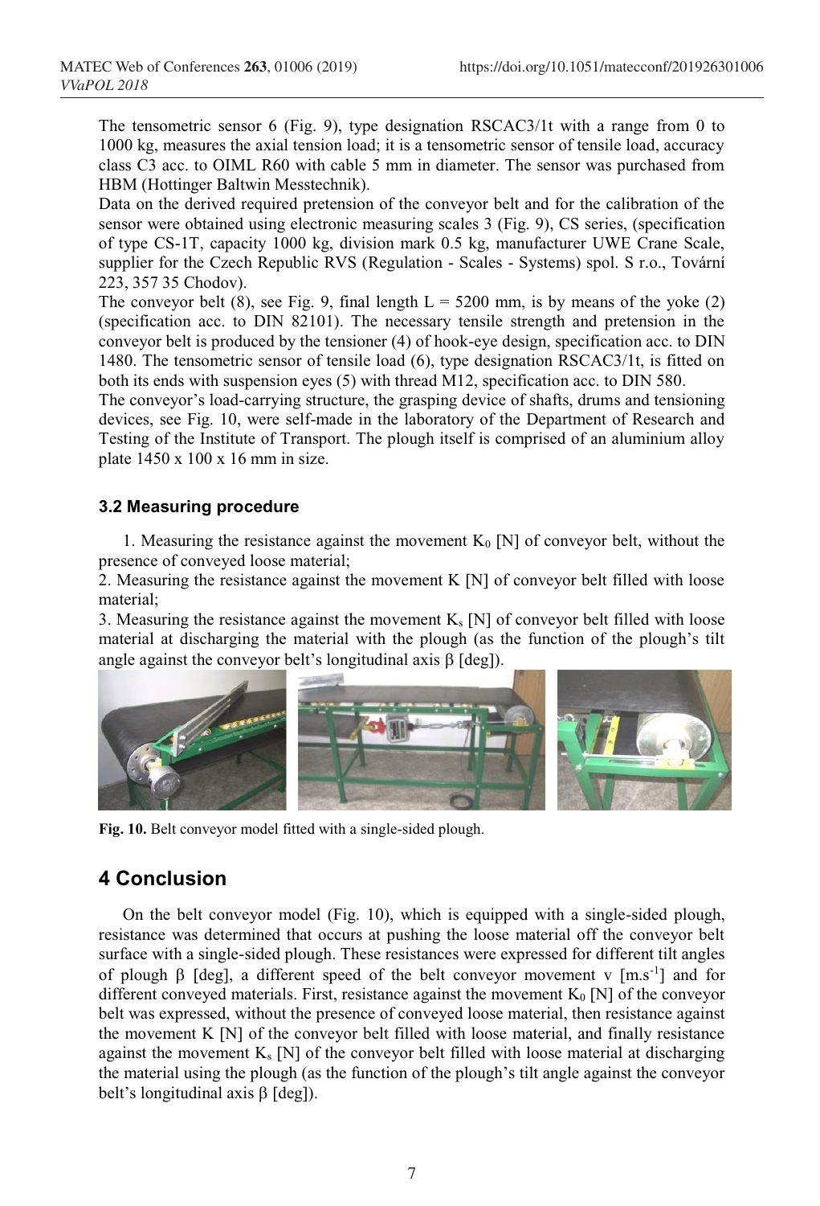The tensometric sensor 6 (Fig. 9), type designation RSCAC3/1t with a range from 0 to 1000 kg, measures the axial tension load; it is a tensometric sensor of tensile load, accuracy class C3 acc. to OIML R60 with cable 5 mm in diameter. The sensor was purchased from HBM (Hottinger Baltwin Messtechnik).

Data on the derived required pretension of the conveyor belt and for the calibration of the sensor were obtained using electronic measuring scales 3 (Fig. 9), CS series, (specification of type CS-1T, capacity 1000 kg, division mark 0.5 kg, manufacturer UWE Crane Scale, supplier for the Czech Republic RVS (Regulation - Scales - Systems) spol. S r.o., Tovární 223, 357 35 Chodov).

The conveyor belt (8), see Fig. 9, final length L = 5200 mm, is by means of the yoke (2) (specification acc. to DIN 82101). The necessary tensile strength and pretension in the conveyor belt is produced by the tensioner (4) of hook-eye design, specification acc. to DIN 1480. The tensometric sensor of tensile load (6), type designation RSCAC3/1t, is fitted on both its ends with suspension eyes (5) with thread M12, specification acc. to DIN 580.

The conveyor's load-carrying structure, the grasping device of shafts, drums and tensioning devices, see Fig. 10, were self-made in the laboratory of the Department of Research and Testing of the Institute of Transport. The plough itself is comprised of an aluminium alloy plate 1450 x 100 x 16 mm in size.

### 3.2 Measuring procedure

1. Measuring the resistance against the movement $K_0$ [N] of conveyor belt, without the presence of conveyed loose material;
2. Measuring the resistance against the movement K [N] of conveyor belt filled with loose material;
3. Measuring the resistance against the movement $K_s$ [N] of conveyor belt filled with loose material at discharging the material with the plough (as the function of the plough's tilt angle against the conveyor belt's longitudinal axis $\beta$ [deg]).

**Fig. 10.** Belt conveyor model fitted with a single-sided plough.

## 4 Conclusion

On the belt conveyor model (Fig. 10), which is equipped with a single-sided plough, resistance was determined that occurs at pushing the loose material off the conveyor belt surface with a single-sided plough. These resistances were expressed for different tilt angles of plough $\beta$ [deg], a different speed of the belt conveyor movement v [m.s$^{-1}$] and for different conveyed materials. First, resistance against the movement $K_0$ [N] of the conveyor belt was expressed, without the presence of conveyed loose material, then resistance against the movement K [N] of the conveyor belt filled with loose material, and finally resistance against the movement $K_s$ [N] of the conveyor belt filled with loose material at discharging the material using the plough (as the function of the plough's tilt angle against the conveyor belt's longitudinal axis $\beta$ [deg]).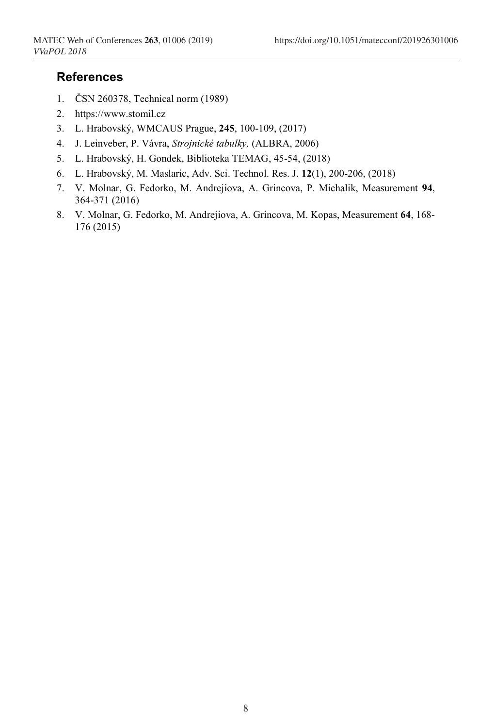## References

1. ČSN 260378, Technical norm (1989)
2. https://www.stomil.cz
3. L. Hrabovský, WMCAUS Prague, **245**, 100-109, (2017)
4. J. Leinveber, P. Vávra, *Strojnické tabulky,* (ALBRA, 2006)
5. L. Hrabovský, H. Gondek, Biblioteka TEMAG, 45-54, (2018)
6. L. Hrabovský, M. Maslaric, Adv. Sci. Technol. Res. J. **12**(1), 200-206, (2018)
7. V. Molnar, G. Fedorko, M. Andrejiova, A. Grincova, P. Michalik, Measurement **94**, 364-371 (2016)
8. V. Molnar, G. Fedorko, M. Andrejiova, A. Grincova, M. Kopas, Measurement **64**, 168-176 (2015)